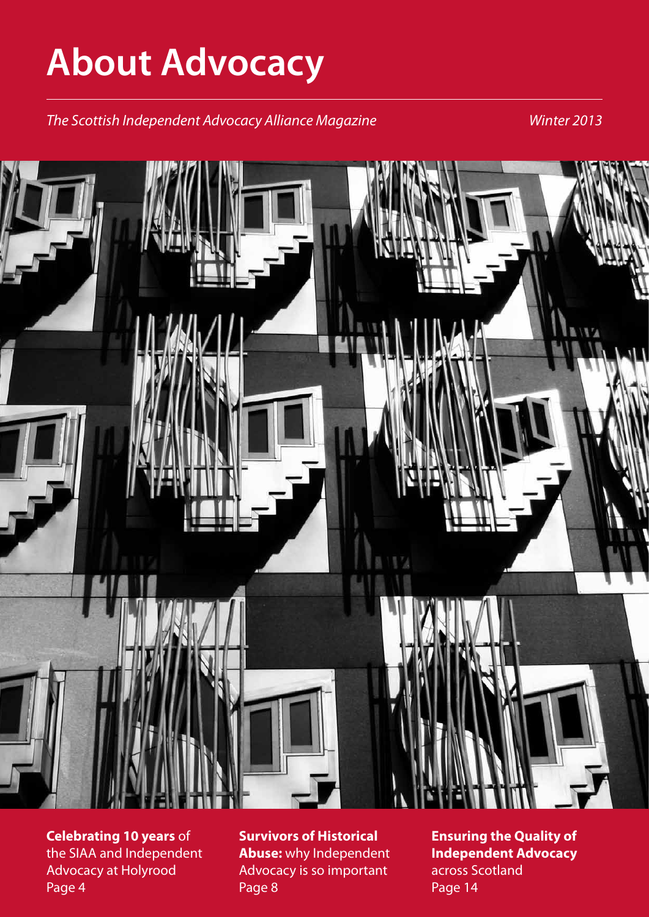# About Advocacy

*The Scottish Independent Advocacy Alliance Magazine* *Winter 2013*

**Celebrating 10 years** of the SIAA and Independent Advocacy at Holyrood
Page 4

**Survivors of Historical Abuse:** why Independent Advocacy is so important
Page 8

**Ensuring the Quality of Independent Advocacy** across Scotland
Page 14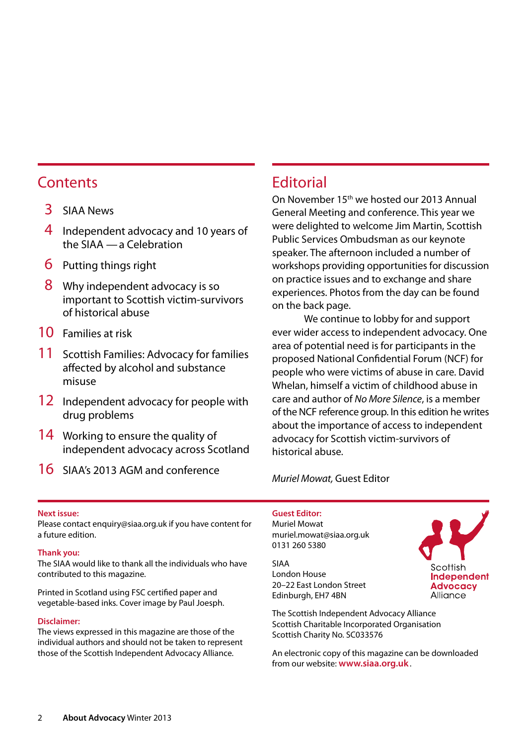## Contents

- 3 SIAA News
- 4 Independent advocacy and 10 years of the SIAA — a Celebration
- 6 Putting things right
- 8 Why independent advocacy is so important to Scottish victim-survivors of historical abuse
- 10 Families at risk
- 11 Scottish Families: Advocacy for families affected by alcohol and substance misuse
- 12 Independent advocacy for people with drug problems
- 14 Working to ensure the quality of independent advocacy across Scotland
- 16 SIAA's 2013 AGM and conference

## Editorial

On November 15th we hosted our 2013 Annual General Meeting and conference. This year we were delighted to welcome Jim Martin, Scottish Public Services Ombudsman as our keynote speaker. The afternoon included a number of workshops providing opportunities for discussion on practice issues and to exchange and share experiences. Photos from the day can be found on the back page.

We continue to lobby for and support ever wider access to independent advocacy. One area of potential need is for participants in the proposed National Confidential Forum (NCF) for people who were victims of abuse in care. David Whelan, himself a victim of childhood abuse in care and author of *No More Silence*, is a member of the NCF reference group. In this edition he writes about the importance of access to independent advocacy for Scottish victim-survivors of historical abuse.

*Muriel Mowat,* Guest Editor

**Next issue:**
Please contact enquiry@siaa.org.uk if you have content for a future edition.

**Thank you:**
The SIAA would like to thank all the individuals who have contributed to this magazine.

Printed in Scotland using FSC certified paper and vegetable-based inks. Cover image by Paul Joesph.

**Disclaimer:**
The views expressed in this magazine are those of the individual authors and should not be taken to represent those of the Scottish Independent Advocacy Alliance.

**Guest Editor:**
Muriel Mowat
muriel.mowat@siaa.org.uk
0131 260 5380

SIAA
London House
20–22 East London Street
Edinburgh, EH7 4BN

Scottish **Independent Advocacy** Alliance

The Scottish Independent Advocacy Alliance
Scottish Charitable Incorporated Organisation
Scottish Charity No. SC033576

An electronic copy of this magazine can be downloaded from our website: **www.siaa.org.uk**.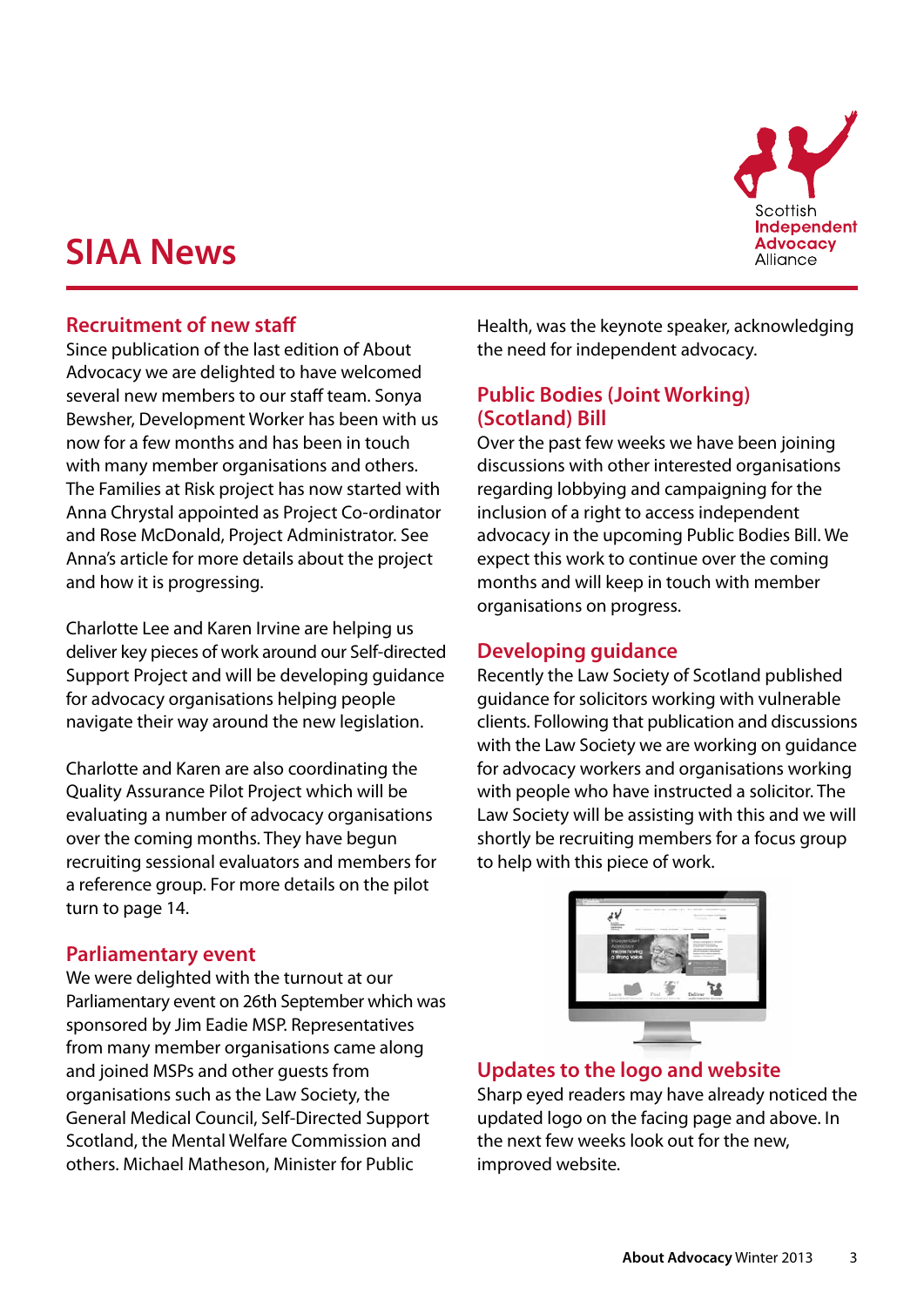# SIAA News

## Recruitment of new staff

Since publication of the last edition of About Advocacy we are delighted to have welcomed several new members to our staff team. Sonya Bewsher, Development Worker has been with us now for a few months and has been in touch with many member organisations and others. The Families at Risk project has now started with Anna Chrystal appointed as Project Co-ordinator and Rose McDonald, Project Administrator. See Anna's article for more details about the project and how it is progressing.

Charlotte Lee and Karen Irvine are helping us deliver key pieces of work around our Self-directed Support Project and will be developing guidance for advocacy organisations helping people navigate their way around the new legislation.

Charlotte and Karen are also coordinating the Quality Assurance Pilot Project which will be evaluating a number of advocacy organisations over the coming months. They have begun recruiting sessional evaluators and members for a reference group. For more details on the pilot turn to page 14.

## Parliamentary event

We were delighted with the turnout at our Parliamentary event on 26th September which was sponsored by Jim Eadie MSP. Representatives from many member organisations came along and joined MSPs and other guests from organisations such as the Law Society, the General Medical Council, Self-Directed Support Scotland, the Mental Welfare Commission and others. Michael Matheson, Minister for Public Health, was the keynote speaker, acknowledging the need for independent advocacy.

## Public Bodies (Joint Working) (Scotland) Bill

Over the past few weeks we have been joining discussions with other interested organisations regarding lobbying and campaigning for the inclusion of a right to access independent advocacy in the upcoming Public Bodies Bill. We expect this work to continue over the coming months and will keep in touch with member organisations on progress.

## Developing guidance

Recently the Law Society of Scotland published guidance for solicitors working with vulnerable clients. Following that publication and discussions with the Law Society we are working on guidance for advocacy workers and organisations working with people who have instructed a solicitor. The Law Society will be assisting with this and we will shortly be recruiting members for a focus group to help with this piece of work.

## Updates to the logo and website

Sharp eyed readers may have already noticed the updated logo on the facing page and above. In the next few weeks look out for the new, improved website.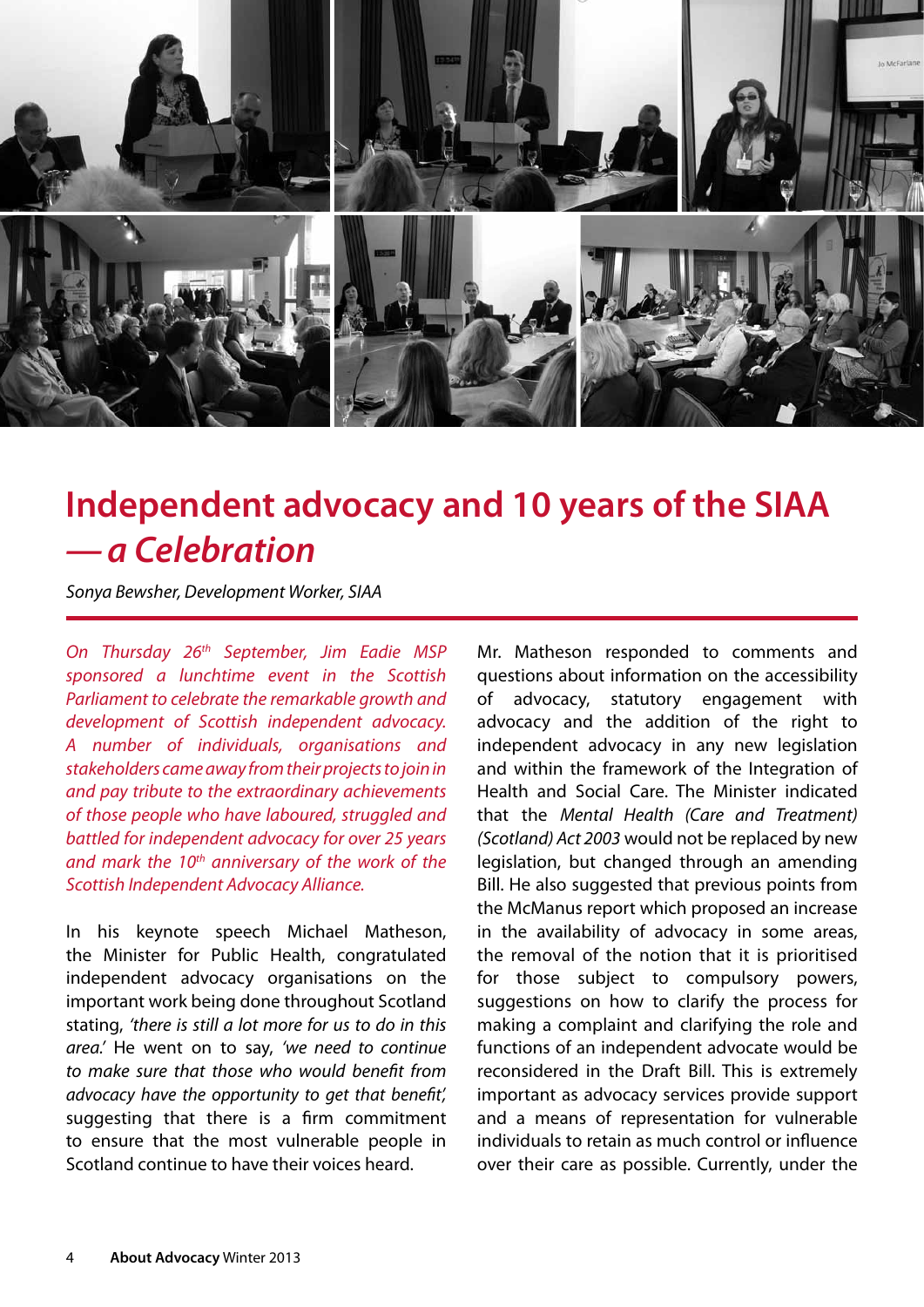# Independent advocacy and 10 years of the SIAA — *a Celebration*

*Sonya Bewsher, Development Worker, SIAA*

*On Thursday 26th September, Jim Eadie MSP sponsored a lunchtime event in the Scottish Parliament to celebrate the remarkable growth and development of Scottish independent advocacy. A number of individuals, organisations and stakeholders came away from their projects to join in and pay tribute to the extraordinary achievements of those people who have laboured, struggled and battled for independent advocacy for over 25 years and mark the 10th anniversary of the work of the Scottish Independent Advocacy Alliance.*

In his keynote speech Michael Matheson, the Minister for Public Health, congratulated independent advocacy organisations on the important work being done throughout Scotland stating, *'there is still a lot more for us to do in this area.'* He went on to say, *'we need to continue to make sure that those who would benefit from advocacy have the opportunity to get that benefit',* suggesting that there is a firm commitment to ensure that the most vulnerable people in Scotland continue to have their voices heard.

Mr. Matheson responded to comments and questions about information on the accessibility of advocacy, statutory engagement with advocacy and the addition of the right to independent advocacy in any new legislation and within the framework of the Integration of Health and Social Care. The Minister indicated that the *Mental Health (Care and Treatment) (Scotland) Act 2003* would not be replaced by new legislation, but changed through an amending Bill. He also suggested that previous points from the McManus report which proposed an increase in the availability of advocacy in some areas, the removal of the notion that it is prioritised for those subject to compulsory powers, suggestions on how to clarify the process for making a complaint and clarifying the role and functions of an independent advocate would be reconsidered in the Draft Bill. This is extremely important as advocacy services provide support and a means of representation for vulnerable individuals to retain as much control or influence over their care as possible. Currently, under the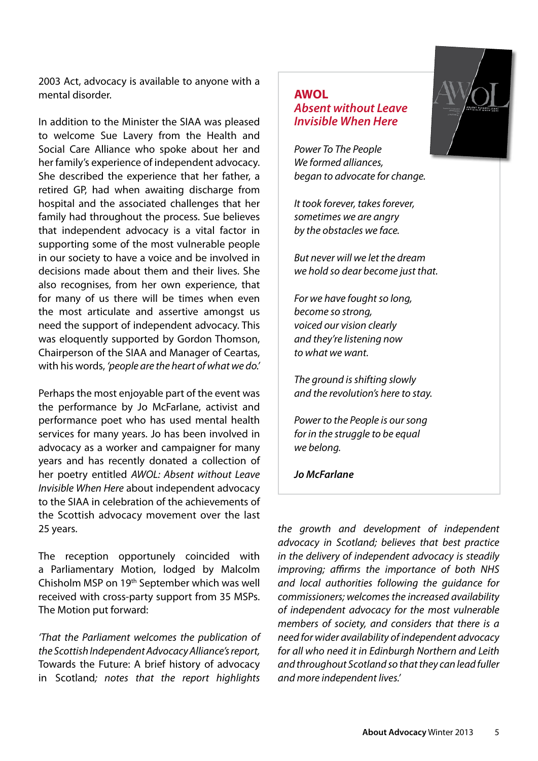2003 Act, advocacy is available to anyone with a mental disorder.

In addition to the Minister the SIAA was pleased to welcome Sue Lavery from the Health and Social Care Alliance who spoke about her and her family's experience of independent advocacy. She described the experience that her father, a retired GP, had when awaiting discharge from hospital and the associated challenges that her family had throughout the process. Sue believes that independent advocacy is a vital factor in supporting some of the most vulnerable people in our society to have a voice and be involved in decisions made about them and their lives. She also recognises, from her own experience, that for many of us there will be times when even the most articulate and assertive amongst us need the support of independent advocacy. This was eloquently supported by Gordon Thomson, Chairperson of the SIAA and Manager of Ceartas, with his words, *'people are the heart of what we do.'*

Perhaps the most enjoyable part of the event was the performance by Jo McFarlane, activist and performance poet who has used mental health services for many years. Jo has been involved in advocacy as a worker and campaigner for many years and has recently donated a collection of her poetry entitled *AWOL: Absent without Leave Invisible When Here* about independent advocacy to the SIAA in celebration of the achievements of the Scottish advocacy movement over the last 25 years.

The reception opportunely coincided with a Parliamentary Motion, lodged by Malcolm Chisholm MSP on 19th September which was well received with cross-party support from 35 MSPs. The Motion put forward:

*'That the Parliament welcomes the publication of the Scottish Independent Advocacy Alliance's report,* Towards the Future: A brief history of advocacy in Scotland*; notes that the report highlights the growth and development of independent advocacy in Scotland; believes that best practice in the delivery of independent advocacy is steadily improving; affirms the importance of both NHS and local authorities following the guidance for commissioners; welcomes the increased availability of independent advocacy for the most vulnerable members of society, and considers that there is a need for wider availability of independent advocacy for all who need it in Edinburgh Northern and Leith and throughout Scotland so that they can lead fuller and more independent lives.'*

---

**AWOL**
***Absent without Leave***
***Invisible When Here***

*Power To The People*
*We formed alliances,*
*began to advocate for change.*

*It took forever, takes forever,*
*sometimes we are angry*
*by the obstacles we face.*

*But never will we let the dream*
*we hold so dear become just that.*

*For we have fought so long,*
*become so strong,*
*voiced our vision clearly*
*and they're listening now*
*to what we want.*

*The ground is shifting slowly*
*and the revolution's here to stay.*

*Power to the People is our song*
*for in the struggle to be equal*
*we belong.*

***Jo McFarlane***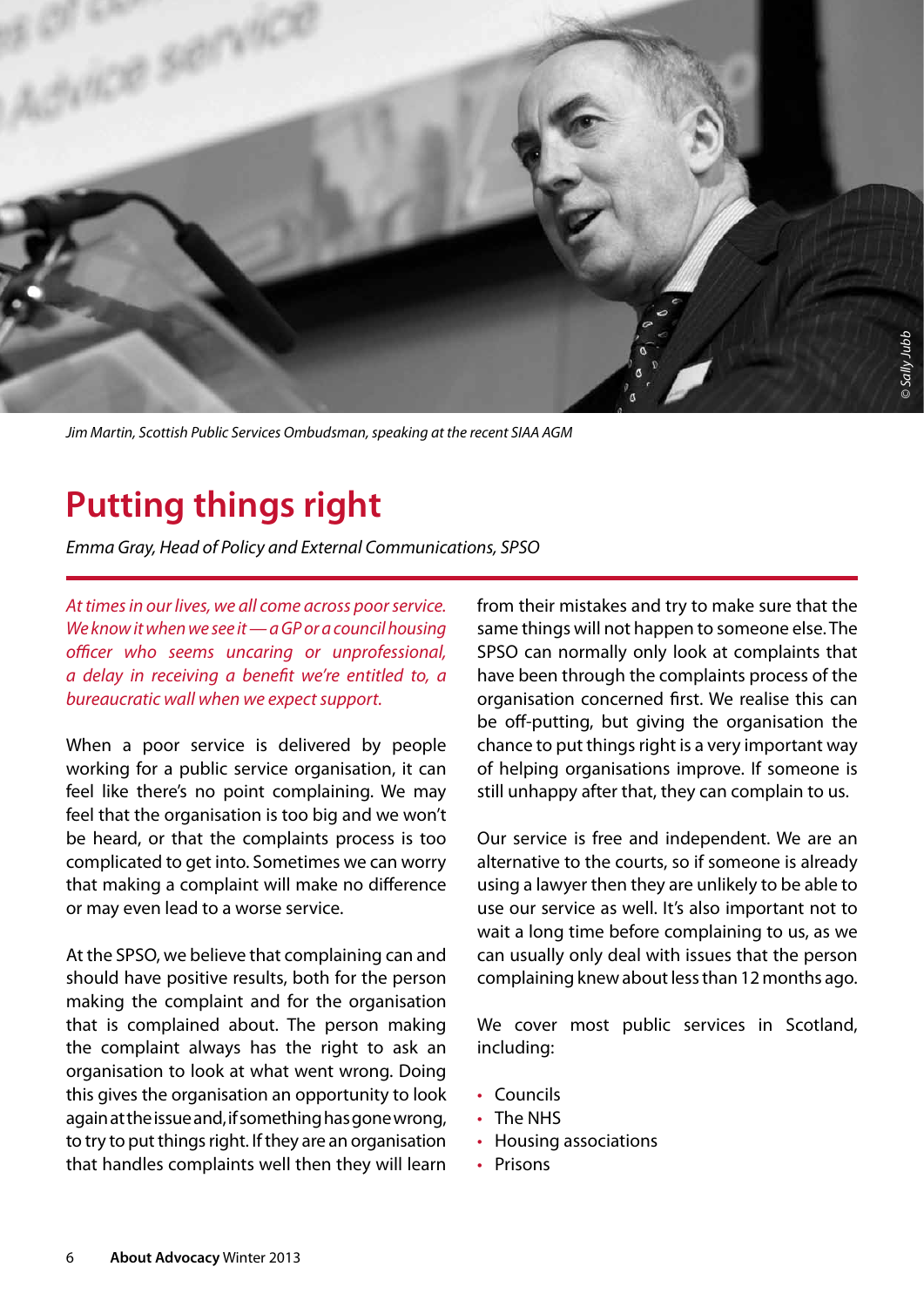Jim Martin, Scottish Public Services Ombudsman, speaking at the recent SIAA AGM

# Putting things right

*Emma Gray, Head of Policy and External Communications, SPSO*

*At times in our lives, we all come across poor service. We know it when we see it — a GP or a council housing officer who seems uncaring or unprofessional, a delay in receiving a benefit we're entitled to, a bureaucratic wall when we expect support.*

When a poor service is delivered by people working for a public service organisation, it can feel like there's no point complaining. We may feel that the organisation is too big and we won't be heard, or that the complaints process is too complicated to get into. Sometimes we can worry that making a complaint will make no difference or may even lead to a worse service.

At the SPSO, we believe that complaining can and should have positive results, both for the person making the complaint and for the organisation that is complained about. The person making the complaint always has the right to ask an organisation to look at what went wrong. Doing this gives the organisation an opportunity to look again at the issue and, if something has gone wrong, to try to put things right. If they are an organisation that handles complaints well then they will learn from their mistakes and try to make sure that the same things will not happen to someone else. The SPSO can normally only look at complaints that have been through the complaints process of the organisation concerned first. We realise this can be off-putting, but giving the organisation the chance to put things right is a very important way of helping organisations improve. If someone is still unhappy after that, they can complain to us.

Our service is free and independent. We are an alternative to the courts, so if someone is already using a lawyer then they are unlikely to be able to use our service as well. It's also important not to wait a long time before complaining to us, as we can usually only deal with issues that the person complaining knew about less than 12 months ago.

We cover most public services in Scotland, including:

- Councils
- The NHS
- Housing associations
- Prisons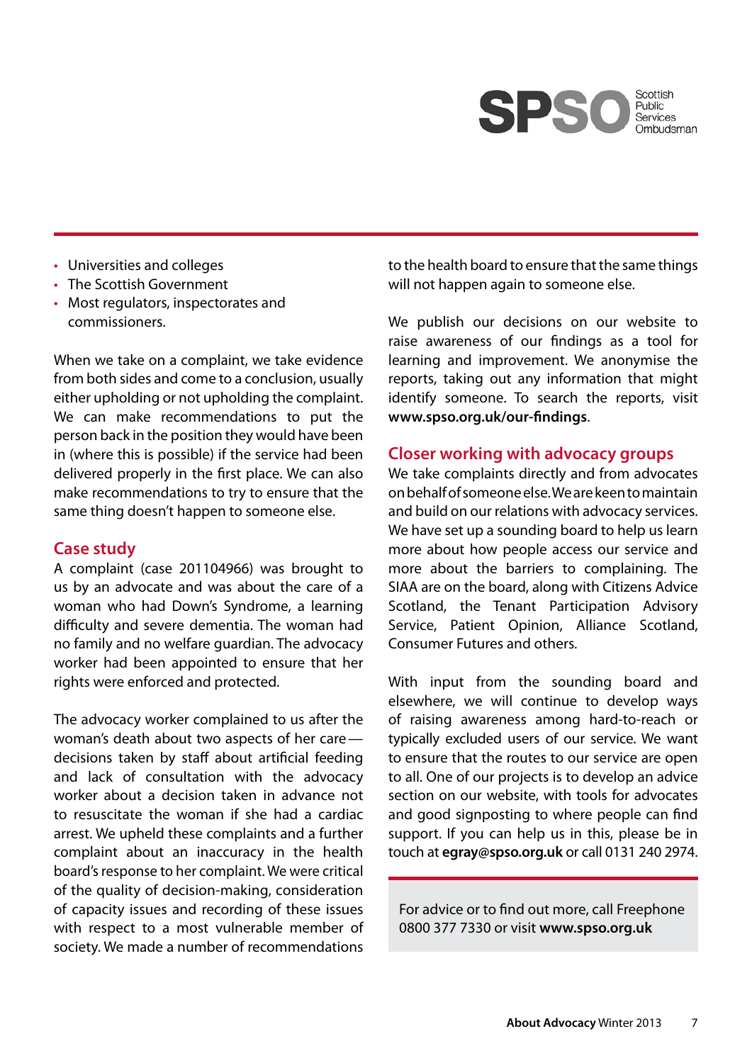- Universities and colleges
- The Scottish Government
- Most regulators, inspectorates and commissioners.

When we take on a complaint, we take evidence from both sides and come to a conclusion, usually either upholding or not upholding the complaint. We can make recommendations to put the person back in the position they would have been in (where this is possible) if the service had been delivered properly in the first place. We can also make recommendations to try to ensure that the same thing doesn't happen to someone else.

## Case study

A complaint (case 201104966) was brought to us by an advocate and was about the care of a woman who had Down's Syndrome, a learning difficulty and severe dementia. The woman had no family and no welfare guardian. The advocacy worker had been appointed to ensure that her rights were enforced and protected.

The advocacy worker complained to us after the woman's death about two aspects of her care — decisions taken by staff about artificial feeding and lack of consultation with the advocacy worker about a decision taken in advance not to resuscitate the woman if she had a cardiac arrest. We upheld these complaints and a further complaint about an inaccuracy in the health board's response to her complaint. We were critical of the quality of decision-making, consideration of capacity issues and recording of these issues with respect to a most vulnerable member of society. We made a number of recommendations to the health board to ensure that the same things will not happen again to someone else.

We publish our decisions on our website to raise awareness of our findings as a tool for learning and improvement. We anonymise the reports, taking out any information that might identify someone. To search the reports, visit **www.spso.org.uk/our-findings**.

## Closer working with advocacy groups

We take complaints directly and from advocates on behalf of someone else. We are keen to maintain and build on our relations with advocacy services. We have set up a sounding board to help us learn more about how people access our service and more about the barriers to complaining. The SIAA are on the board, along with Citizens Advice Scotland, the Tenant Participation Advisory Service, Patient Opinion, Alliance Scotland, Consumer Futures and others.

With input from the sounding board and elsewhere, we will continue to develop ways of raising awareness among hard-to-reach or typically excluded users of our service. We want to ensure that the routes to our service are open to all. One of our projects is to develop an advice section on our website, with tools for advocates and good signposting to where people can find support. If you can help us in this, please be in touch at **egray@spso.org.uk** or call 0131 240 2974.

For advice or to find out more, call Freephone 0800 377 7330 or visit **www.spso.org.uk**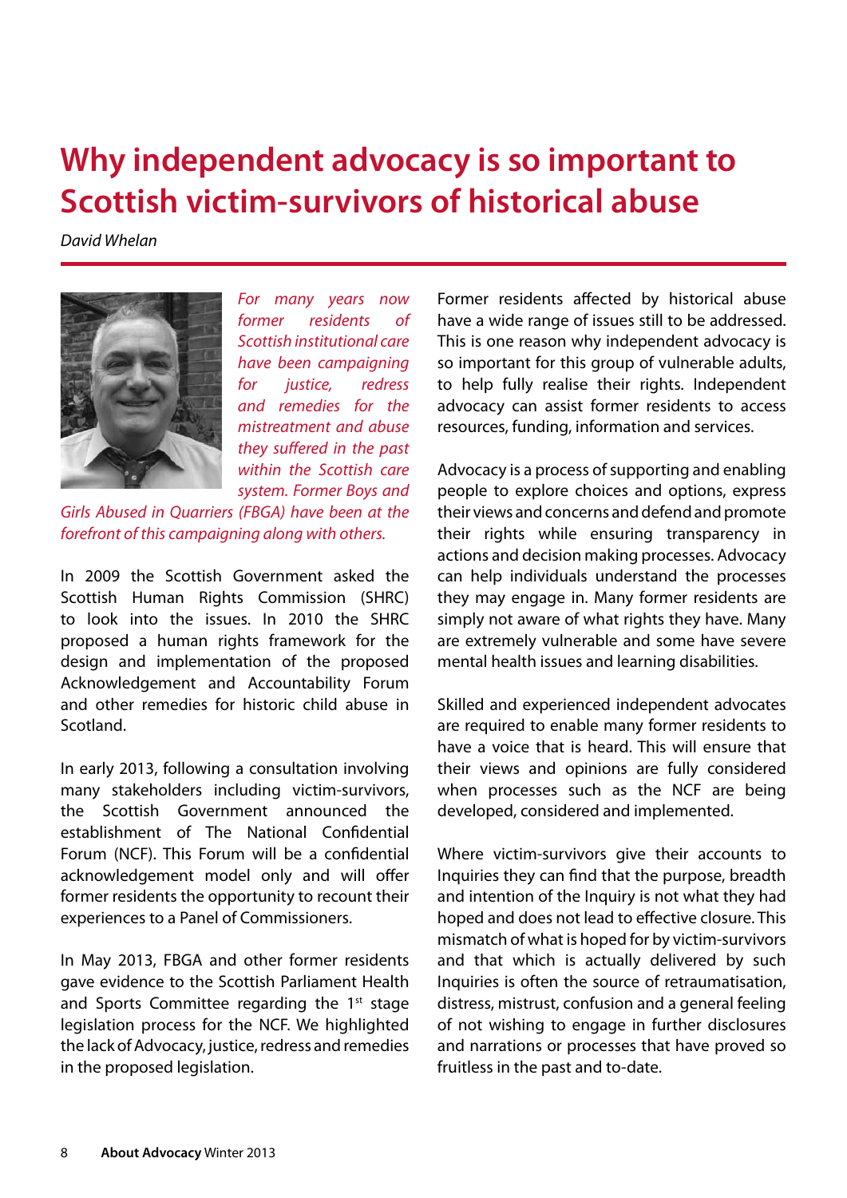# Why independent advocacy is so important to Scottish victim-survivors of historical abuse

*David Whelan*

*For many years now former residents of Scottish institutional care have been campaigning for justice, redress and remedies for the mistreatment and abuse they suffered in the past within the Scottish care system. Former Boys and Girls Abused in Quarriers (FBGA) have been at the forefront of this campaigning along with others.*

In 2009 the Scottish Government asked the Scottish Human Rights Commission (SHRC) to look into the issues. In 2010 the SHRC proposed a human rights framework for the design and implementation of the proposed Acknowledgement and Accountability Forum and other remedies for historic child abuse in Scotland.

In early 2013, following a consultation involving many stakeholders including victim-survivors, the Scottish Government announced the establishment of The National Confidential Forum (NCF). This Forum will be a confidential acknowledgement model only and will offer former residents the opportunity to recount their experiences to a Panel of Commissioners.

In May 2013, FBGA and other former residents gave evidence to the Scottish Parliament Health and Sports Committee regarding the 1st stage legislation process for the NCF. We highlighted the lack of Advocacy, justice, redress and remedies in the proposed legislation.

Former residents affected by historical abuse have a wide range of issues still to be addressed. This is one reason why independent advocacy is so important for this group of vulnerable adults, to help fully realise their rights. Independent advocacy can assist former residents to access resources, funding, information and services.

Advocacy is a process of supporting and enabling people to explore choices and options, express their views and concerns and defend and promote their rights while ensuring transparency in actions and decision making processes. Advocacy can help individuals understand the processes they may engage in. Many former residents are simply not aware of what rights they have. Many are extremely vulnerable and some have severe mental health issues and learning disabilities.

Skilled and experienced independent advocates are required to enable many former residents to have a voice that is heard. This will ensure that their views and opinions are fully considered when processes such as the NCF are being developed, considered and implemented.

Where victim-survivors give their accounts to Inquiries they can find that the purpose, breadth and intention of the Inquiry is not what they had hoped and does not lead to effective closure. This mismatch of what is hoped for by victim-survivors and that which is actually delivered by such Inquiries is often the source of retraumatisation, distress, mistrust, confusion and a general feeling of not wishing to engage in further disclosures and narrations or processes that have proved so fruitless in the past and to-date.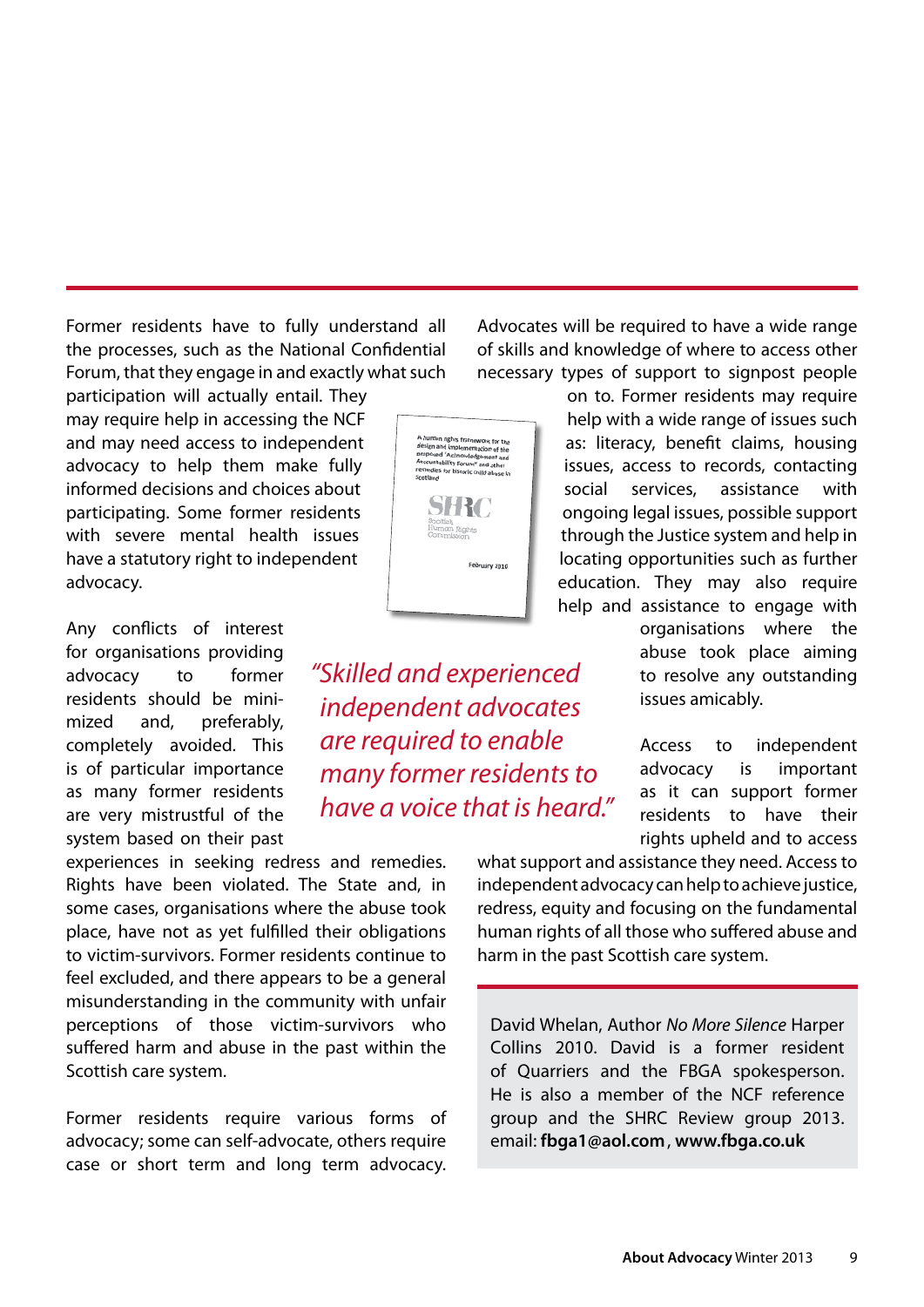Former residents have to fully understand all the processes, such as the National Confidential Forum, that they engage in and exactly what such participation will actually entail. They may require help in accessing the NCF and may need access to independent advocacy to help them make fully informed decisions and choices about participating. Some former residents with severe mental health issues have a statutory right to independent advocacy.

Any conflicts of interest for organisations providing advocacy to former residents should be minimized and, preferably, completely avoided. This is of particular importance as many former residents are very mistrustful of the system based on their past experiences in seeking redress and remedies. Rights have been violated. The State and, in some cases, organisations where the abuse took place, have not as yet fulfilled their obligations to victim-survivors. Former residents continue to feel excluded, and there appears to be a general misunderstanding in the community with unfair perceptions of those victim-survivors who suffered harm and abuse in the past within the Scottish care system.

Former residents require various forms of advocacy; some can self-advocate, others require case or short term and long term advocacy. Advocates will be required to have a wide range of skills and knowledge of where to access other necessary types of support to signpost people on to. Former residents may require help with a wide range of issues such as: literacy, benefit claims, housing issues, access to records, contacting social services, assistance with ongoing legal issues, possible support through the Justice system and help in locating opportunities such as further education. They may also require help and assistance to engage with organisations where the abuse took place aiming to resolve any outstanding issues amicably.

*"Skilled and experienced independent advocates are required to enable many former residents to have a voice that is heard."*

Access to independent advocacy is important as it can support former residents to have their rights upheld and to access what support and assistance they need. Access to independent advocacy can help to achieve justice, redress, equity and focusing on the fundamental human rights of all those who suffered abuse and harm in the past Scottish care system.

David Whelan, Author *No More Silence* Harper Collins 2010. David is a former resident of Quarriers and the FBGA spokesperson. He is also a member of the NCF reference group and the SHRC Review group 2013. email: **fbga1@aol.com**, **www.fbga.co.uk**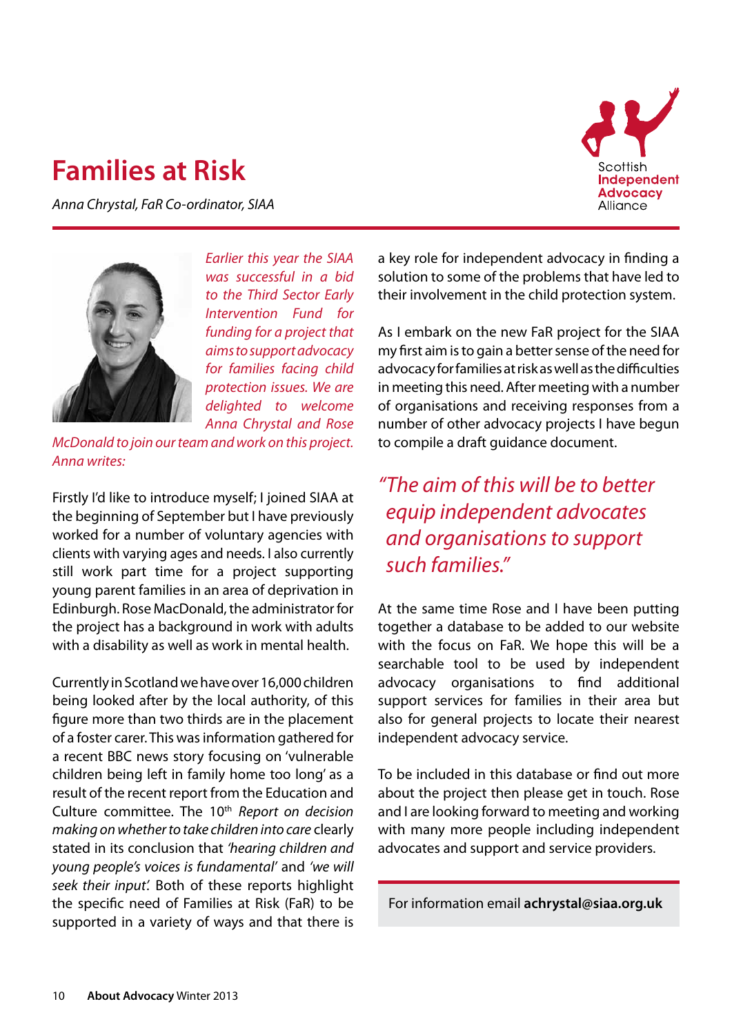# Families at Risk

*Anna Chrystal, FaR Co-ordinator, SIAA*

Scottish **Independent Advocacy** Alliance

*Earlier this year the SIAA was successful in a bid to the Third Sector Early Intervention Fund for funding for a project that aims to support advocacy for families facing child protection issues. We are delighted to welcome Anna Chrystal and Rose McDonald to join our team and work on this project. Anna writes:*

Firstly I'd like to introduce myself; I joined SIAA at the beginning of September but I have previously worked for a number of voluntary agencies with clients with varying ages and needs. I also currently still work part time for a project supporting young parent families in an area of deprivation in Edinburgh. Rose MacDonald, the administrator for the project has a background in work with adults with a disability as well as work in mental health.

Currently in Scotland we have over 16,000 children being looked after by the local authority, of this figure more than two thirds are in the placement of a foster carer. This was information gathered for a recent BBC news story focusing on 'vulnerable children being left in family home too long' as a result of the recent report from the Education and Culture committee. The 10th *Report on decision making on whether to take children into care* clearly stated in its conclusion that *'hearing children and young people's voices is fundamental'* and *'we will seek their input'.* Both of these reports highlight the specific need of Families at Risk (FaR) to be supported in a variety of ways and that there is a key role for independent advocacy in finding a solution to some of the problems that have led to their involvement in the child protection system.

As I embark on the new FaR project for the SIAA my first aim is to gain a better sense of the need for advocacy for families at risk as well as the difficulties in meeting this need. After meeting with a number of organisations and receiving responses from a number of other advocacy projects I have begun to compile a draft guidance document.

> *"The aim of this will be to better equip independent advocates and organisations to support such families."*

At the same time Rose and I have been putting together a database to be added to our website with the focus on FaR. We hope this will be a searchable tool to be used by independent advocacy organisations to find additional support services for families in their area but also for general projects to locate their nearest independent advocacy service.

To be included in this database or find out more about the project then please get in touch. Rose and I are looking forward to meeting and working with many more people including independent advocates and support and service providers.

For information email **achrystal@siaa.org.uk**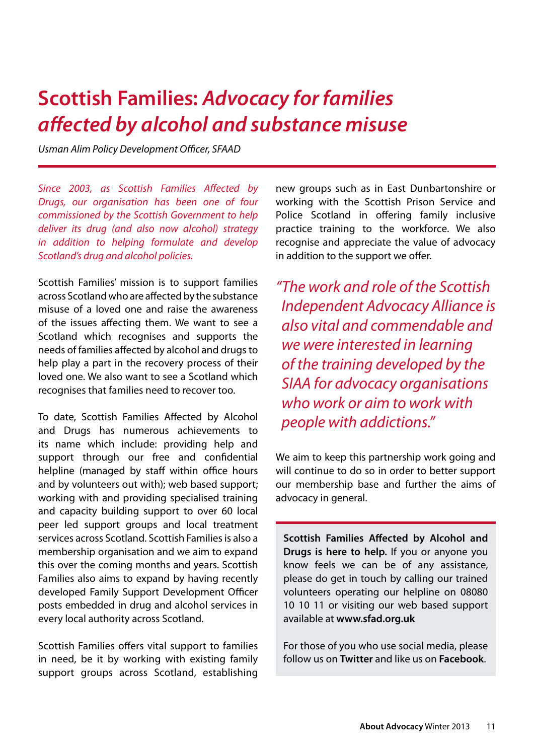# Scottish Families: *Advocacy for families affected by alcohol and substance misuse*

*Usman Alim Policy Development Officer, SFAAD*

*Since 2003, as Scottish Families Affected by Drugs, our organisation has been one of four commissioned by the Scottish Government to help deliver its drug (and also now alcohol) strategy in addition to helping formulate and develop Scotland's drug and alcohol policies.*

Scottish Families' mission is to support families across Scotland who are affected by the substance misuse of a loved one and raise the awareness of the issues affecting them. We want to see a Scotland which recognises and supports the needs of families affected by alcohol and drugs to help play a part in the recovery process of their loved one. We also want to see a Scotland which recognises that families need to recover too.

To date, Scottish Families Affected by Alcohol and Drugs has numerous achievements to its name which include: providing help and support through our free and confidential helpline (managed by staff within office hours and by volunteers out with); web based support; working with and providing specialised training and capacity building support to over 60 local peer led support groups and local treatment services across Scotland. Scottish Families is also a membership organisation and we aim to expand this over the coming months and years. Scottish Families also aims to expand by having recently developed Family Support Development Officer posts embedded in drug and alcohol services in every local authority across Scotland.

Scottish Families offers vital support to families in need, be it by working with existing family support groups across Scotland, establishing new groups such as in East Dunbartonshire or working with the Scottish Prison Service and Police Scotland in offering family inclusive practice training to the workforce. We also recognise and appreciate the value of advocacy in addition to the support we offer.

*"The work and role of the Scottish Independent Advocacy Alliance is also vital and commendable and we were interested in learning of the training developed by the SIAA for advocacy organisations who work or aim to work with people with addictions."*

We aim to keep this partnership work going and will continue to do so in order to better support our membership base and further the aims of advocacy in general.

**Scottish Families Affected by Alcohol and Drugs is here to help.** If you or anyone you know feels we can be of any assistance, please do get in touch by calling our trained volunteers operating our helpline on 08080 10 10 11 or visiting our web based support available at **www.sfad.org.uk**

For those of you who use social media, please follow us on **Twitter** and like us on **Facebook**.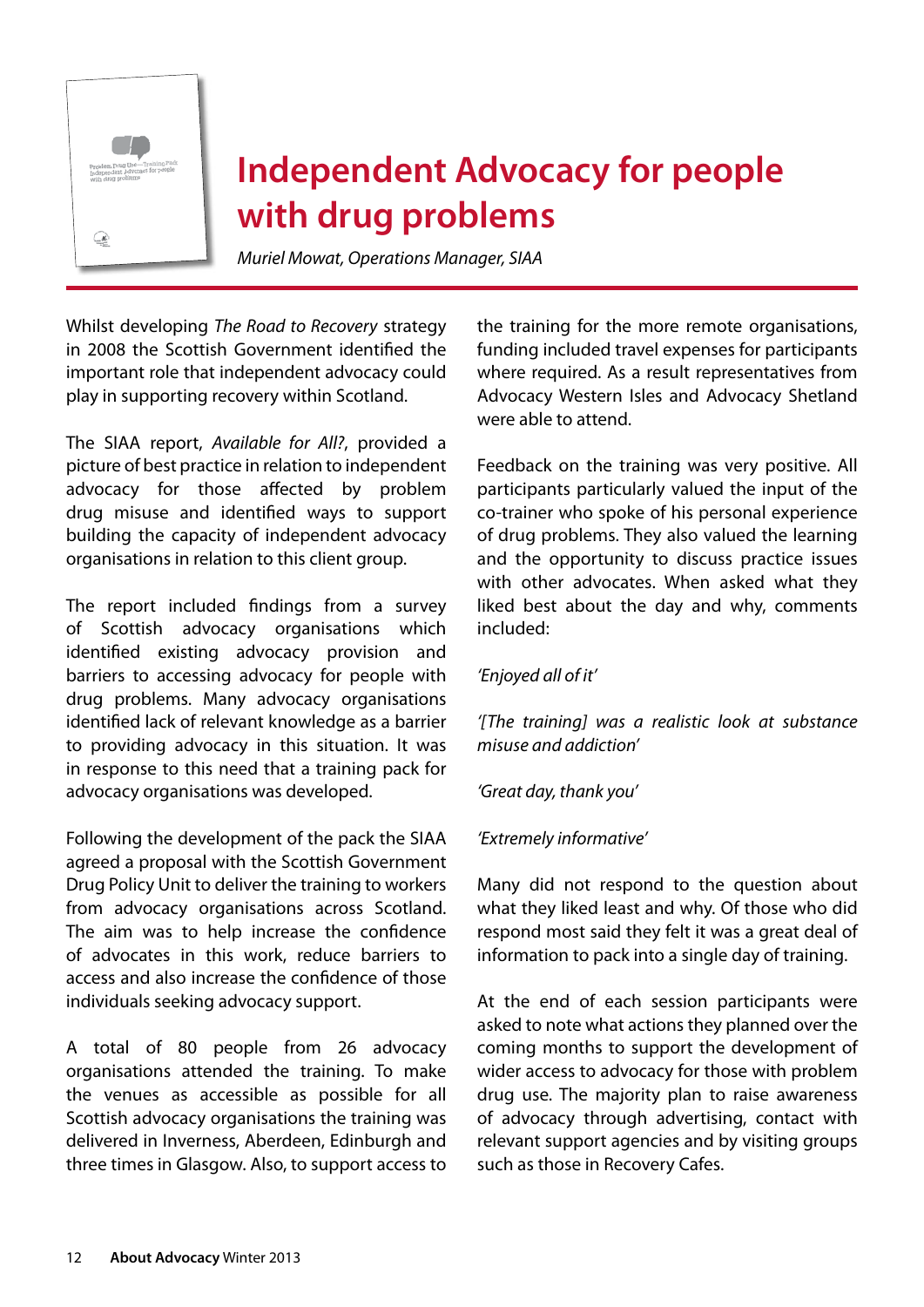# Independent Advocacy for people with drug problems

*Muriel Mowat, Operations Manager, SIAA*

Whilst developing *The Road to Recovery* strategy in 2008 the Scottish Government identified the important role that independent advocacy could play in supporting recovery within Scotland.

The SIAA report, *Available for All?*, provided a picture of best practice in relation to independent advocacy for those affected by problem drug misuse and identified ways to support building the capacity of independent advocacy organisations in relation to this client group.

The report included findings from a survey of Scottish advocacy organisations which identified existing advocacy provision and barriers to accessing advocacy for people with drug problems. Many advocacy organisations identified lack of relevant knowledge as a barrier to providing advocacy in this situation. It was in response to this need that a training pack for advocacy organisations was developed.

Following the development of the pack the SIAA agreed a proposal with the Scottish Government Drug Policy Unit to deliver the training to workers from advocacy organisations across Scotland. The aim was to help increase the confidence of advocates in this work, reduce barriers to access and also increase the confidence of those individuals seeking advocacy support.

A total of 80 people from 26 advocacy organisations attended the training. To make the venues as accessible as possible for all Scottish advocacy organisations the training was delivered in Inverness, Aberdeen, Edinburgh and three times in Glasgow. Also, to support access to the training for the more remote organisations, funding included travel expenses for participants where required. As a result representatives from Advocacy Western Isles and Advocacy Shetland were able to attend.

Feedback on the training was very positive. All participants particularly valued the input of the co-trainer who spoke of his personal experience of drug problems. They also valued the learning and the opportunity to discuss practice issues with other advocates. When asked what they liked best about the day and why, comments included:

*'Enjoyed all of it'*

*'[The training] was a realistic look at substance misuse and addiction'*

*'Great day, thank you'*

*'Extremely informative'*

Many did not respond to the question about what they liked least and why. Of those who did respond most said they felt it was a great deal of information to pack into a single day of training.

At the end of each session participants were asked to note what actions they planned over the coming months to support the development of wider access to advocacy for those with problem drug use. The majority plan to raise awareness of advocacy through advertising, contact with relevant support agencies and by visiting groups such as those in Recovery Cafes.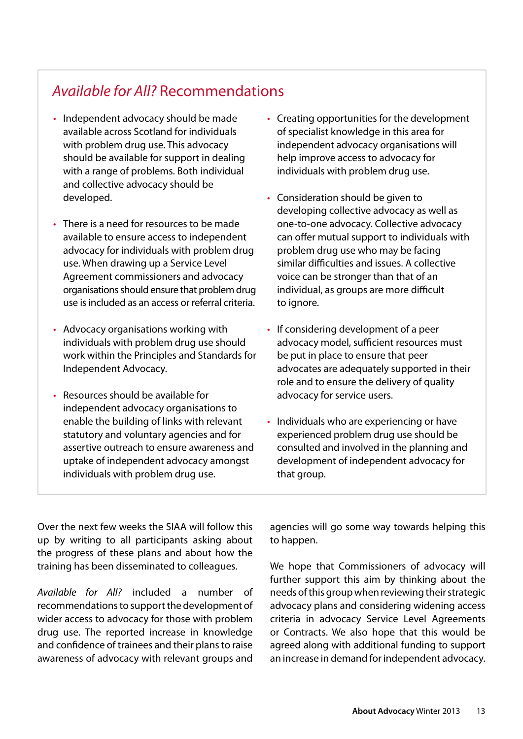## *Available for All?* Recommendations

- Independent advocacy should be made available across Scotland for individuals with problem drug use. This advocacy should be available for support in dealing with a range of problems. Both individual and collective advocacy should be developed.
- There is a need for resources to be made available to ensure access to independent advocacy for individuals with problem drug use. When drawing up a Service Level Agreement commissioners and advocacy organisations should ensure that problem drug use is included as an access or referral criteria.
- Advocacy organisations working with individuals with problem drug use should work within the Principles and Standards for Independent Advocacy.
- Resources should be available for independent advocacy organisations to enable the building of links with relevant statutory and voluntary agencies and for assertive outreach to ensure awareness and uptake of independent advocacy amongst individuals with problem drug use.
- Creating opportunities for the development of specialist knowledge in this area for independent advocacy organisations will help improve access to advocacy for individuals with problem drug use.
- Consideration should be given to developing collective advocacy as well as one-to-one advocacy. Collective advocacy can offer mutual support to individuals with problem drug use who may be facing similar difficulties and issues. A collective voice can be stronger than that of an individual, as groups are more difficult to ignore.
- If considering development of a peer advocacy model, sufficient resources must be put in place to ensure that peer advocates are adequately supported in their role and to ensure the delivery of quality advocacy for service users.
- Individuals who are experiencing or have experienced problem drug use should be consulted and involved in the planning and development of independent advocacy for that group.

Over the next few weeks the SIAA will follow this up by writing to all participants asking about the progress of these plans and about how the training has been disseminated to colleagues.

*Available for All?* included a number of recommendations to support the development of wider access to advocacy for those with problem drug use. The reported increase in knowledge and confidence of trainees and their plans to raise awareness of advocacy with relevant groups and agencies will go some way towards helping this to happen.

We hope that Commissioners of advocacy will further support this aim by thinking about the needs of this group when reviewing their strategic advocacy plans and considering widening access criteria in advocacy Service Level Agreements or Contracts. We also hope that this would be agreed along with additional funding to support an increase in demand for independent advocacy.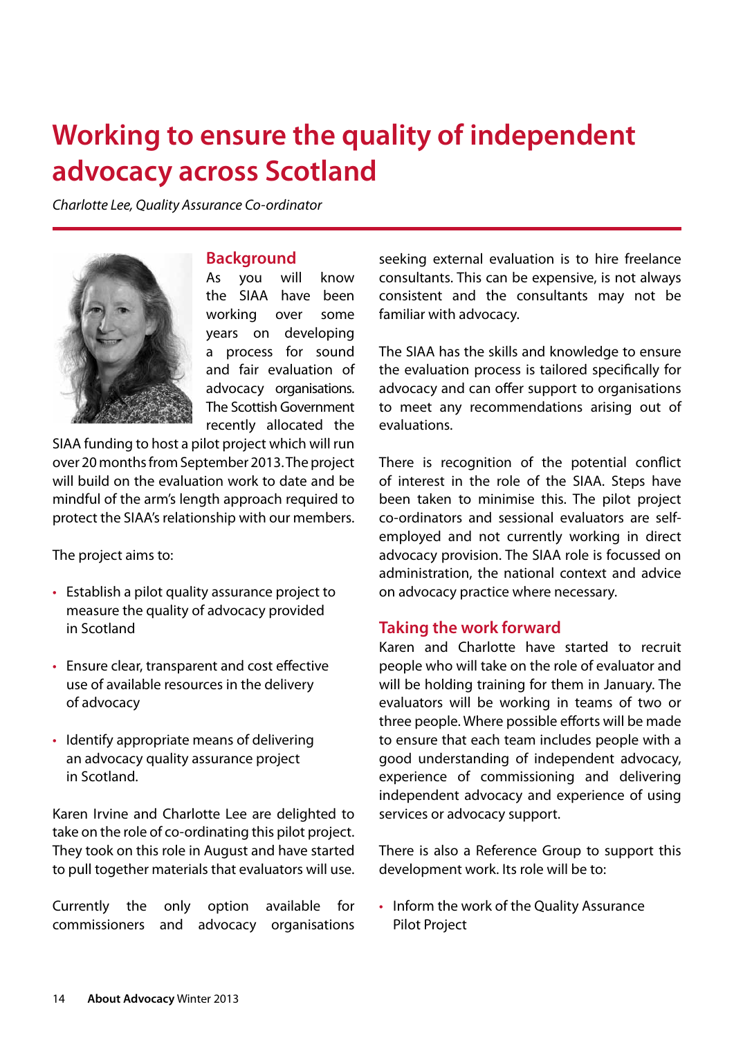# Working to ensure the quality of independent advocacy across Scotland

*Charlotte Lee, Quality Assurance Co-ordinator*

## Background

As you will know the SIAA have been working over some years on developing a process for sound and fair evaluation of advocacy organisations. The Scottish Government recently allocated the SIAA funding to host a pilot project which will run over 20 months from September 2013. The project will build on the evaluation work to date and be mindful of the arm's length approach required to protect the SIAA's relationship with our members.

The project aims to:

- Establish a pilot quality assurance project to measure the quality of advocacy provided in Scotland
- Ensure clear, transparent and cost effective use of available resources in the delivery of advocacy
- Identify appropriate means of delivering an advocacy quality assurance project in Scotland.

Karen Irvine and Charlotte Lee are delighted to take on the role of co-ordinating this pilot project. They took on this role in August and have started to pull together materials that evaluators will use.

Currently the only option available for commissioners and advocacy organisations seeking external evaluation is to hire freelance consultants. This can be expensive, is not always consistent and the consultants may not be familiar with advocacy.

The SIAA has the skills and knowledge to ensure the evaluation process is tailored specifically for advocacy and can offer support to organisations to meet any recommendations arising out of evaluations.

There is recognition of the potential conflict of interest in the role of the SIAA. Steps have been taken to minimise this. The pilot project co-ordinators and sessional evaluators are self-employed and not currently working in direct advocacy provision. The SIAA role is focussed on administration, the national context and advice on advocacy practice where necessary.

## Taking the work forward

Karen and Charlotte have started to recruit people who will take on the role of evaluator and will be holding training for them in January. The evaluators will be working in teams of two or three people. Where possible efforts will be made to ensure that each team includes people with a good understanding of independent advocacy, experience of commissioning and delivering independent advocacy and experience of using services or advocacy support.

There is also a Reference Group to support this development work. Its role will be to:

- Inform the work of the Quality Assurance Pilot Project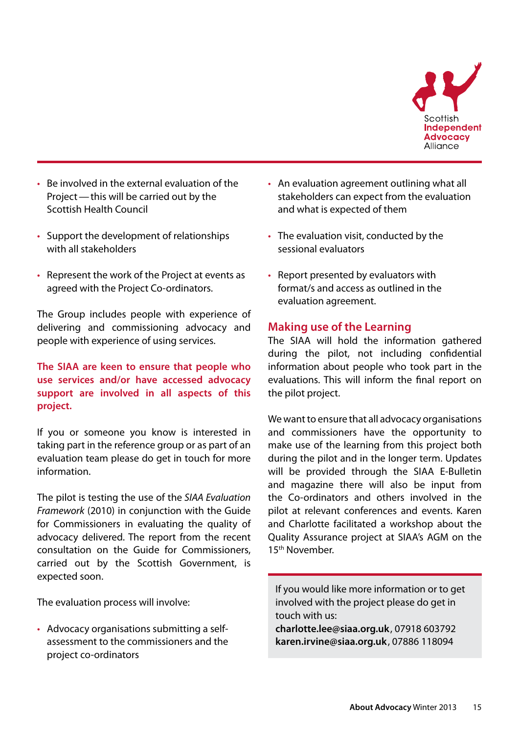- Be involved in the external evaluation of the Project — this will be carried out by the Scottish Health Council
- Support the development of relationships with all stakeholders
- Represent the work of the Project at events as agreed with the Project Co-ordinators.

The Group includes people with experience of delivering and commissioning advocacy and people with experience of using services.

**The SIAA are keen to ensure that people who use services and/or have accessed advocacy support are involved in all aspects of this project.**

If you or someone you know is interested in taking part in the reference group or as part of an evaluation team please do get in touch for more information.

The pilot is testing the use of the *SIAA Evaluation Framework* (2010) in conjunction with the Guide for Commissioners in evaluating the quality of advocacy delivered. The report from the recent consultation on the Guide for Commissioners, carried out by the Scottish Government, is expected soon.

The evaluation process will involve:

- Advocacy organisations submitting a self-assessment to the commissioners and the project co-ordinators
- An evaluation agreement outlining what all stakeholders can expect from the evaluation and what is expected of them
- The evaluation visit, conducted by the sessional evaluators
- Report presented by evaluators with format/s and access as outlined in the evaluation agreement.

## Making use of the Learning

The SIAA will hold the information gathered during the pilot, not including confidential information about people who took part in the evaluations. This will inform the final report on the pilot project.

We want to ensure that all advocacy organisations and commissioners have the opportunity to make use of the learning from this project both during the pilot and in the longer term. Updates will be provided through the SIAA E-Bulletin and magazine there will also be input from the Co-ordinators and others involved in the pilot at relevant conferences and events. Karen and Charlotte facilitated a workshop about the Quality Assurance project at SIAA's AGM on the 15th November.

If you would like more information or to get involved with the project please do get in touch with us:
**charlotte.lee@siaa.org.uk**, 07918 603792
**karen.irvine@siaa.org.uk**, 07886 118094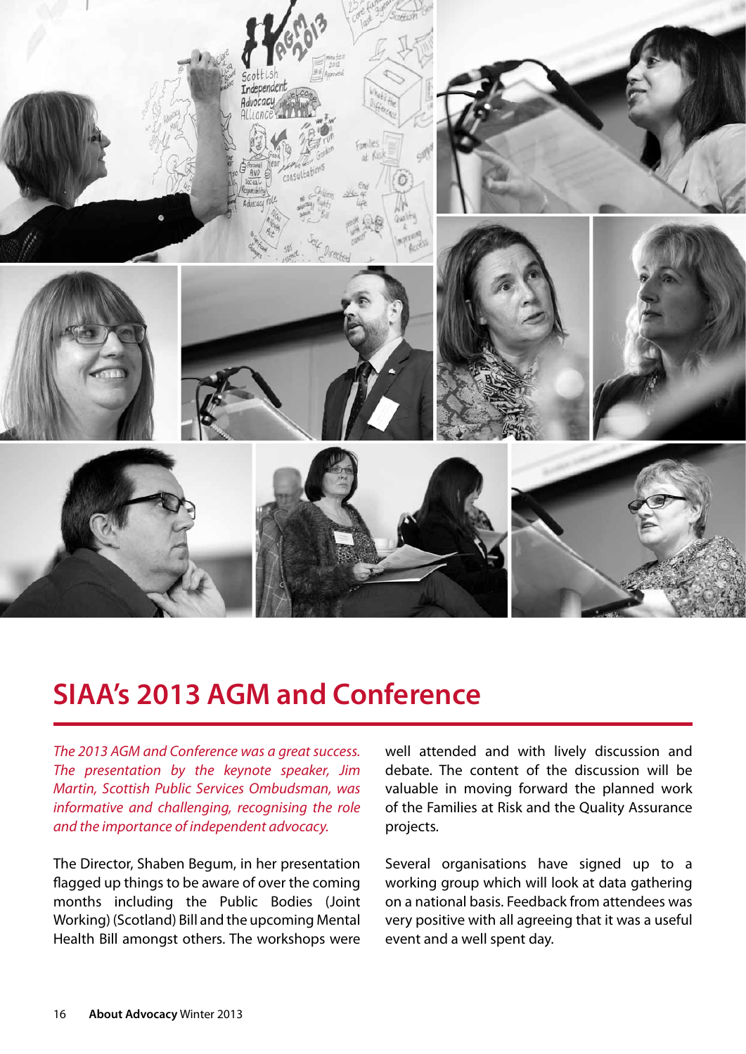# SIAA's 2013 AGM and Conference

*The 2013 AGM and Conference was a great success. The presentation by the keynote speaker, Jim Martin, Scottish Public Services Ombudsman, was informative and challenging, recognising the role and the importance of independent advocacy.*

The Director, Shaben Begum, in her presentation flagged up things to be aware of over the coming months including the Public Bodies (Joint Working) (Scotland) Bill and the upcoming Mental Health Bill amongst others. The workshops were well attended and with lively discussion and debate. The content of the discussion will be valuable in moving forward the planned work of the Families at Risk and the Quality Assurance projects.

Several organisations have signed up to a working group which will look at data gathering on a national basis. Feedback from attendees was very positive with all agreeing that it was a useful event and a well spent day.